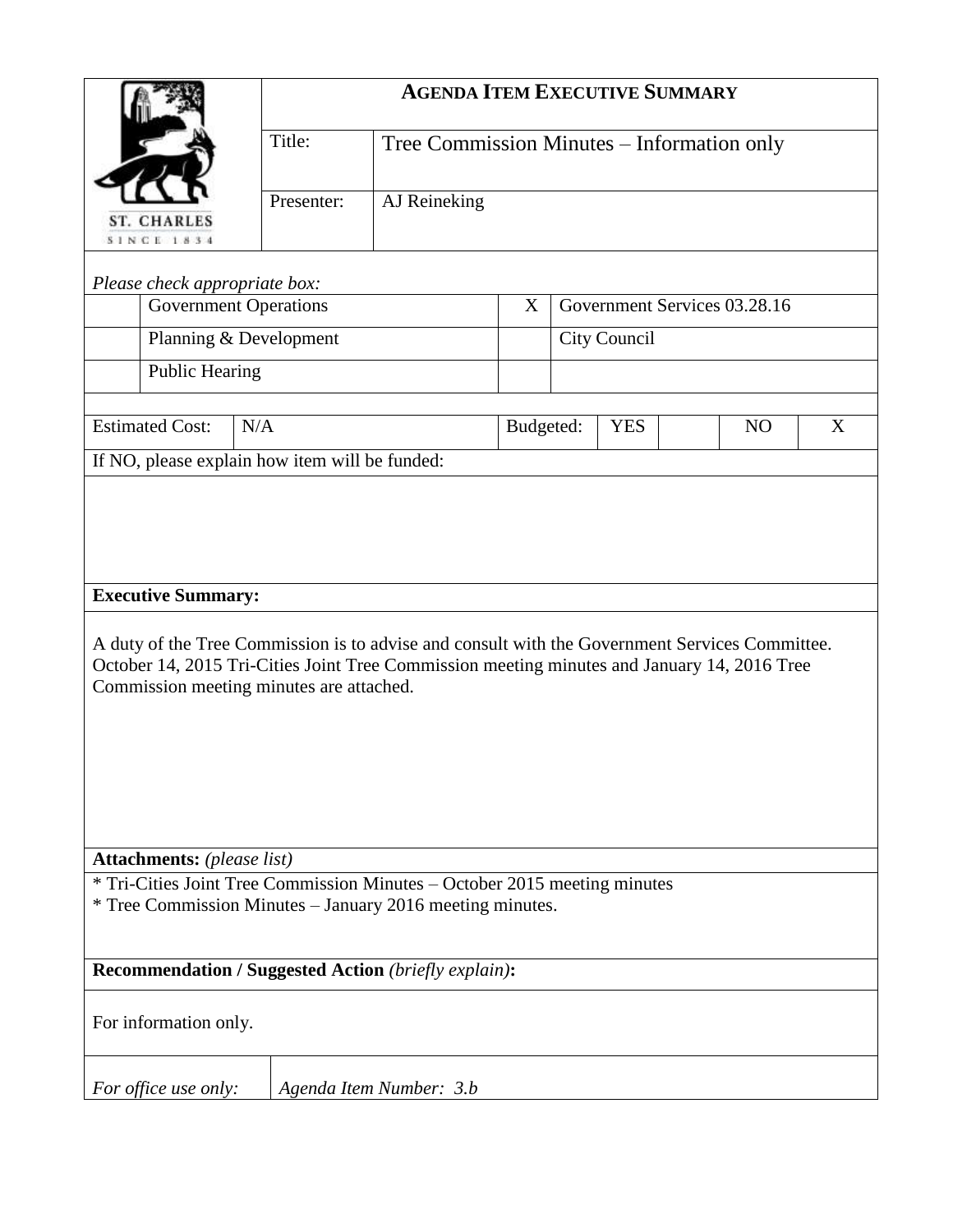ST. CHARLES
SINCE 1834

## AGENDA ITEM EXECUTIVE SUMMARY

| | |
|---|---|
| Title: | Tree Commission Minutes – Information only |
| Presenter: | AJ Reineking |

*Please check appropriate box:*

| | | | |
|---|---|---|---|
| | Government Operations | X | Government Services 03.28.16 |
| | Planning & Development | | City Council |
| | Public Hearing | | |

| Estimated Cost: | N/A | Budgeted: | YES | | NO | X |
|---|---|---|---|---|---|---|

If NO, please explain how item will be funded:

**Executive Summary:**

A duty of the Tree Commission is to advise and consult with the Government Services Committee. October 14, 2015 Tri-Cities Joint Tree Commission meeting minutes and January 14, 2016 Tree Commission meeting minutes are attached.

**Attachments:** *(please list)*

* Tri-Cities Joint Tree Commission Minutes – October 2015 meeting minutes
* Tree Commission Minutes – January 2016 meeting minutes.

**Recommendation / Suggested Action** *(briefly explain)***:**

For information only.

| *For office use only:* | *Agenda Item Number: 3.b* |
|---|---|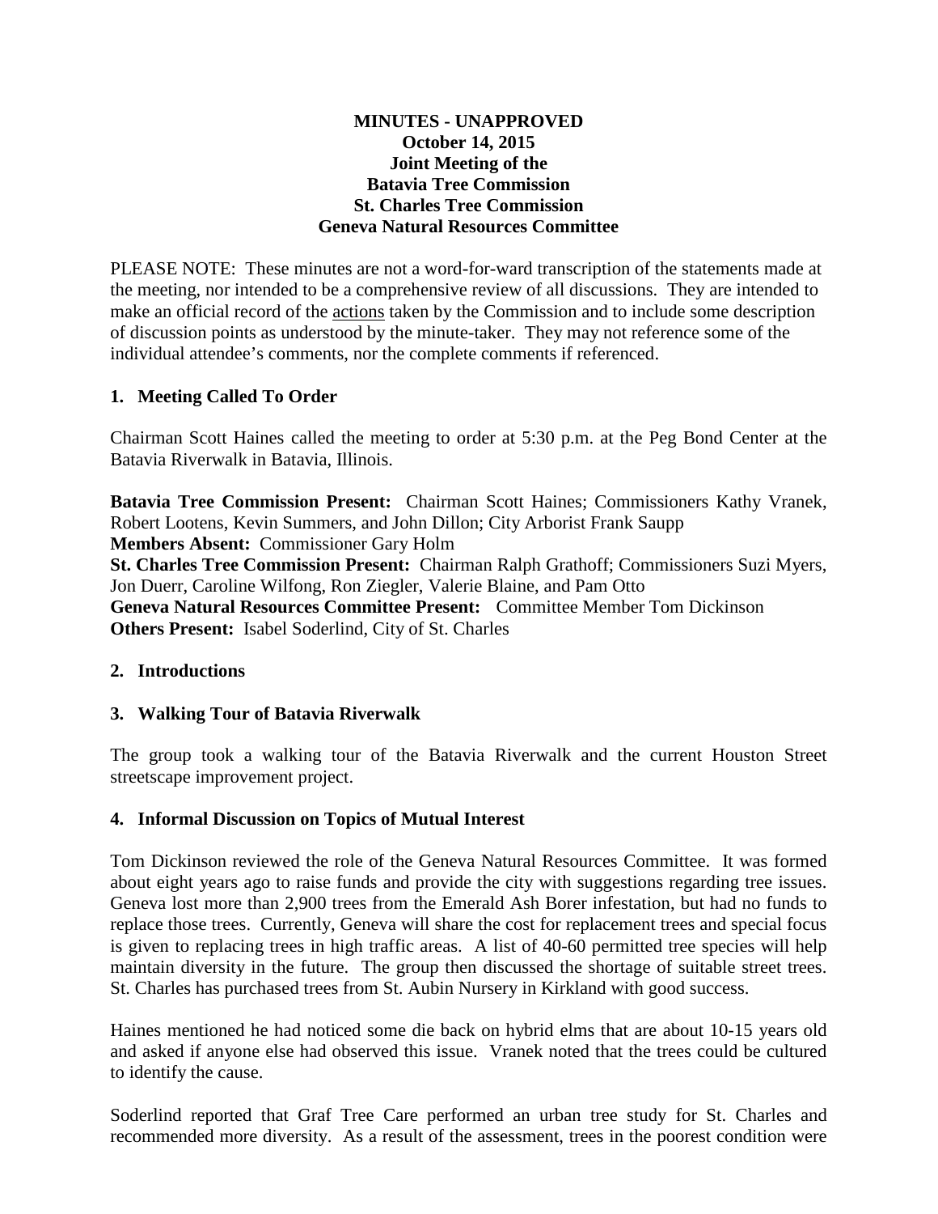**MINUTES - UNAPPROVED**
**October 14, 2015**
**Joint Meeting of the**
**Batavia Tree Commission**
**St. Charles Tree Commission**
**Geneva Natural Resources Committee**

PLEASE NOTE: These minutes are not a word-for-ward transcription of the statements made at the meeting, nor intended to be a comprehensive review of all discussions. They are intended to make an official record of the actions taken by the Commission and to include some description of discussion points as understood by the minute-taker. They may not reference some of the individual attendee's comments, nor the complete comments if referenced.

## 1. Meeting Called To Order

Chairman Scott Haines called the meeting to order at 5:30 p.m. at the Peg Bond Center at the Batavia Riverwalk in Batavia, Illinois.

**Batavia Tree Commission Present:** Chairman Scott Haines; Commissioners Kathy Vranek, Robert Lootens, Kevin Summers, and John Dillon; City Arborist Frank Saupp
**Members Absent:** Commissioner Gary Holm
**St. Charles Tree Commission Present:** Chairman Ralph Grathoff; Commissioners Suzi Myers, Jon Duerr, Caroline Wilfong, Ron Ziegler, Valerie Blaine, and Pam Otto
**Geneva Natural Resources Committee Present:** Committee Member Tom Dickinson
**Others Present:** Isabel Soderlind, City of St. Charles

## 2. Introductions

## 3. Walking Tour of Batavia Riverwalk

The group took a walking tour of the Batavia Riverwalk and the current Houston Street streetscape improvement project.

## 4. Informal Discussion on Topics of Mutual Interest

Tom Dickinson reviewed the role of the Geneva Natural Resources Committee. It was formed about eight years ago to raise funds and provide the city with suggestions regarding tree issues. Geneva lost more than 2,900 trees from the Emerald Ash Borer infestation, but had no funds to replace those trees. Currently, Geneva will share the cost for replacement trees and special focus is given to replacing trees in high traffic areas. A list of 40-60 permitted tree species will help maintain diversity in the future. The group then discussed the shortage of suitable street trees. St. Charles has purchased trees from St. Aubin Nursery in Kirkland with good success.

Haines mentioned he had noticed some die back on hybrid elms that are about 10-15 years old and asked if anyone else had observed this issue. Vranek noted that the trees could be cultured to identify the cause.

Soderlind reported that Graf Tree Care performed an urban tree study for St. Charles and recommended more diversity. As a result of the assessment, trees in the poorest condition were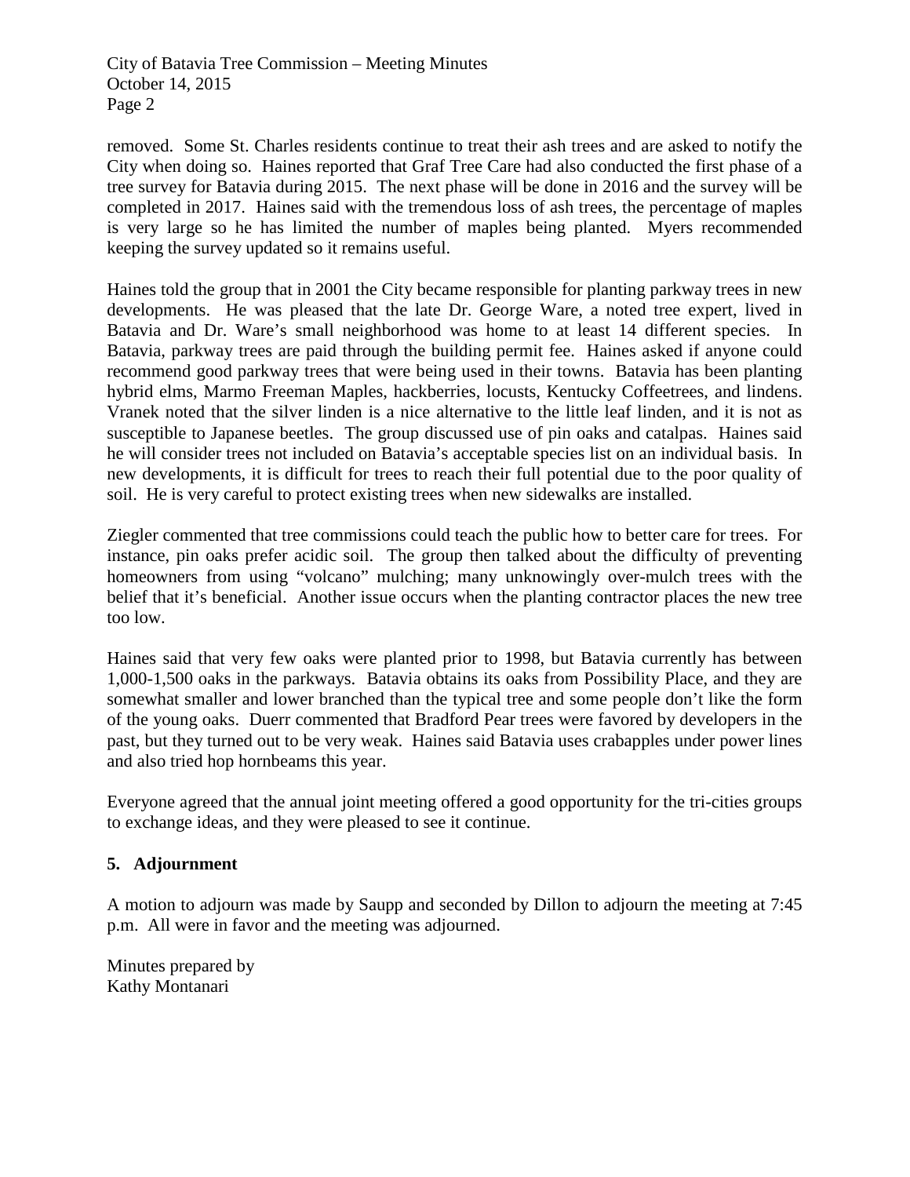removed. Some St. Charles residents continue to treat their ash trees and are asked to notify the City when doing so. Haines reported that Graf Tree Care had also conducted the first phase of a tree survey for Batavia during 2015. The next phase will be done in 2016 and the survey will be completed in 2017. Haines said with the tremendous loss of ash trees, the percentage of maples is very large so he has limited the number of maples being planted. Myers recommended keeping the survey updated so it remains useful.

Haines told the group that in 2001 the City became responsible for planting parkway trees in new developments. He was pleased that the late Dr. George Ware, a noted tree expert, lived in Batavia and Dr. Ware's small neighborhood was home to at least 14 different species. In Batavia, parkway trees are paid through the building permit fee. Haines asked if anyone could recommend good parkway trees that were being used in their towns. Batavia has been planting hybrid elms, Marmo Freeman Maples, hackberries, locusts, Kentucky Coffeetrees, and lindens. Vranek noted that the silver linden is a nice alternative to the little leaf linden, and it is not as susceptible to Japanese beetles. The group discussed use of pin oaks and catalpas. Haines said he will consider trees not included on Batavia's acceptable species list on an individual basis. In new developments, it is difficult for trees to reach their full potential due to the poor quality of soil. He is very careful to protect existing trees when new sidewalks are installed.

Ziegler commented that tree commissions could teach the public how to better care for trees. For instance, pin oaks prefer acidic soil. The group then talked about the difficulty of preventing homeowners from using "volcano" mulching; many unknowingly over-mulch trees with the belief that it's beneficial. Another issue occurs when the planting contractor places the new tree too low.

Haines said that very few oaks were planted prior to 1998, but Batavia currently has between 1,000-1,500 oaks in the parkways. Batavia obtains its oaks from Possibility Place, and they are somewhat smaller and lower branched than the typical tree and some people don't like the form of the young oaks. Duerr commented that Bradford Pear trees were favored by developers in the past, but they turned out to be very weak. Haines said Batavia uses crabapples under power lines and also tried hop hornbeams this year.

Everyone agreed that the annual joint meeting offered a good opportunity for the tri-cities groups to exchange ideas, and they were pleased to see it continue.

## 5. Adjournment

A motion to adjourn was made by Saupp and seconded by Dillon to adjourn the meeting at 7:45 p.m. All were in favor and the meeting was adjourned.

Minutes prepared by
Kathy Montanari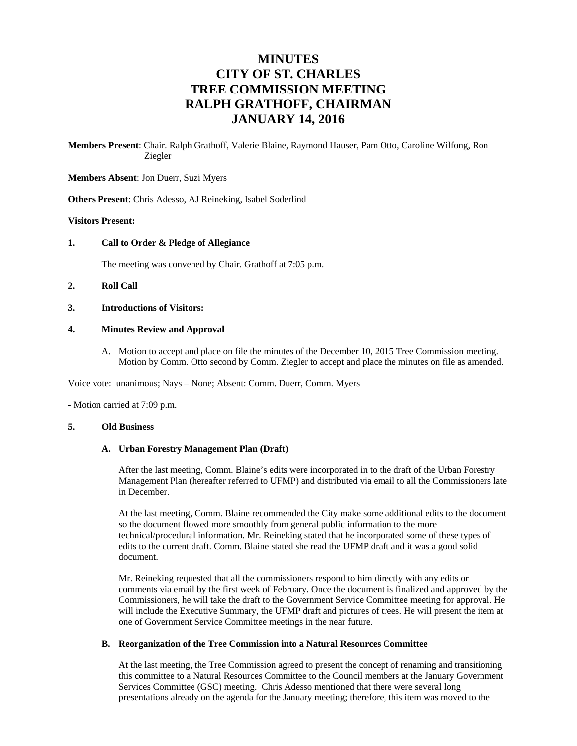# MINUTES
# CITY OF ST. CHARLES
# TREE COMMISSION MEETING
# RALPH GRATHOFF, CHAIRMAN
# JANUARY 14, 2016

**Members Present**: Chair. Ralph Grathoff, Valerie Blaine, Raymond Hauser, Pam Otto, Caroline Wilfong, Ron Ziegler

**Members Absent**: Jon Duerr, Suzi Myers

**Others Present**: Chris Adesso, AJ Reineking, Isabel Soderlind

**Visitors Present:**

**1. Call to Order & Pledge of Allegiance**

The meeting was convened by Chair. Grathoff at 7:05 p.m.

**2. Roll Call**

**3. Introductions of Visitors:**

**4. Minutes Review and Approval**

A. Motion to accept and place on file the minutes of the December 10, 2015 Tree Commission meeting. Motion by Comm. Otto second by Comm. Ziegler to accept and place the minutes on file as amended.

Voice vote: unanimous; Nays – None; Absent: Comm. Duerr, Comm. Myers

- Motion carried at 7:09 p.m.

**5. Old Business**

**A. Urban Forestry Management Plan (Draft)**

After the last meeting, Comm. Blaine's edits were incorporated in to the draft of the Urban Forestry Management Plan (hereafter referred to UFMP) and distributed via email to all the Commissioners late in December.

At the last meeting, Comm. Blaine recommended the City make some additional edits to the document so the document flowed more smoothly from general public information to the more technical/procedural information. Mr. Reineking stated that he incorporated some of these types of edits to the current draft. Comm. Blaine stated she read the UFMP draft and it was a good solid document.

Mr. Reineking requested that all the commissioners respond to him directly with any edits or comments via email by the first week of February. Once the document is finalized and approved by the Commissioners, he will take the draft to the Government Service Committee meeting for approval. He will include the Executive Summary, the UFMP draft and pictures of trees. He will present the item at one of Government Service Committee meetings in the near future.

**B. Reorganization of the Tree Commission into a Natural Resources Committee**

At the last meeting, the Tree Commission agreed to present the concept of renaming and transitioning this committee to a Natural Resources Committee to the Council members at the January Government Services Committee (GSC) meeting. Chris Adesso mentioned that there were several long presentations already on the agenda for the January meeting; therefore, this item was moved to the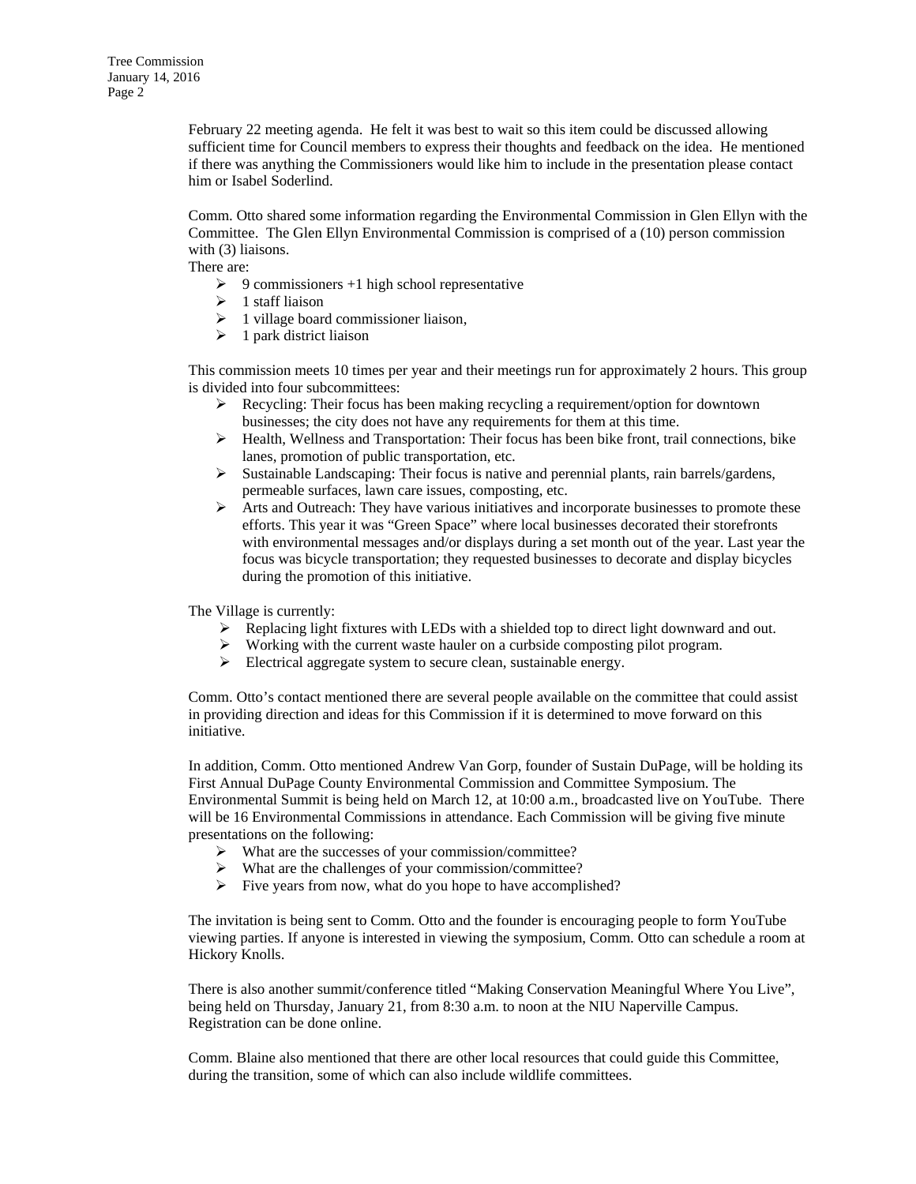February 22 meeting agenda. He felt it was best to wait so this item could be discussed allowing sufficient time for Council members to express their thoughts and feedback on the idea. He mentioned if there was anything the Commissioners would like him to include in the presentation please contact him or Isabel Soderlind.

Comm. Otto shared some information regarding the Environmental Commission in Glen Ellyn with the Committee. The Glen Ellyn Environmental Commission is comprised of a (10) person commission with (3) liaisons.

There are:

- 9 commissioners +1 high school representative
- 1 staff liaison
- 1 village board commissioner liaison,
- 1 park district liaison

This commission meets 10 times per year and their meetings run for approximately 2 hours. This group is divided into four subcommittees:

- Recycling: Their focus has been making recycling a requirement/option for downtown businesses; the city does not have any requirements for them at this time.
- Health, Wellness and Transportation: Their focus has been bike front, trail connections, bike lanes, promotion of public transportation, etc.
- Sustainable Landscaping: Their focus is native and perennial plants, rain barrels/gardens, permeable surfaces, lawn care issues, composting, etc.
- Arts and Outreach: They have various initiatives and incorporate businesses to promote these efforts. This year it was "Green Space" where local businesses decorated their storefronts with environmental messages and/or displays during a set month out of the year. Last year the focus was bicycle transportation; they requested businesses to decorate and display bicycles during the promotion of this initiative.

The Village is currently:

- Replacing light fixtures with LEDs with a shielded top to direct light downward and out.
- Working with the current waste hauler on a curbside composting pilot program.
- Electrical aggregate system to secure clean, sustainable energy.

Comm. Otto's contact mentioned there are several people available on the committee that could assist in providing direction and ideas for this Commission if it is determined to move forward on this initiative.

In addition, Comm. Otto mentioned Andrew Van Gorp, founder of Sustain DuPage, will be holding its First Annual DuPage County Environmental Commission and Committee Symposium. The Environmental Summit is being held on March 12, at 10:00 a.m., broadcasted live on YouTube. There will be 16 Environmental Commissions in attendance. Each Commission will be giving five minute presentations on the following:

- What are the successes of your commission/committee?
- What are the challenges of your commission/committee?
- Five years from now, what do you hope to have accomplished?

The invitation is being sent to Comm. Otto and the founder is encouraging people to form YouTube viewing parties. If anyone is interested in viewing the symposium, Comm. Otto can schedule a room at Hickory Knolls.

There is also another summit/conference titled "Making Conservation Meaningful Where You Live", being held on Thursday, January 21, from 8:30 a.m. to noon at the NIU Naperville Campus. Registration can be done online.

Comm. Blaine also mentioned that there are other local resources that could guide this Committee, during the transition, some of which can also include wildlife committees.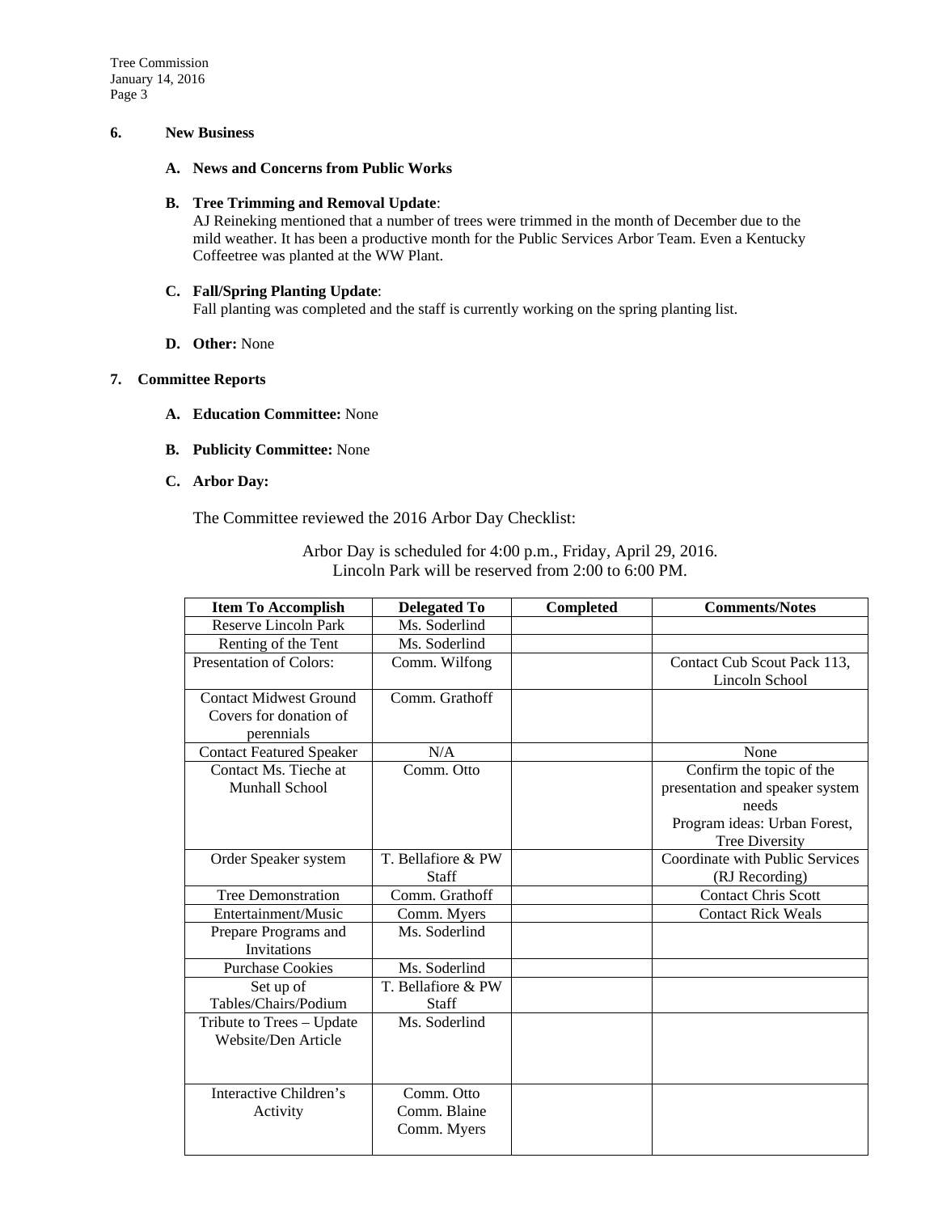**6. New Business**

**A. News and Concerns from Public Works**

**B. Tree Trimming and Removal Update**:
AJ Reineking mentioned that a number of trees were trimmed in the month of December due to the mild weather. It has been a productive month for the Public Services Arbor Team. Even a Kentucky Coffeetree was planted at the WW Plant.

**C. Fall/Spring Planting Update**:
Fall planting was completed and the staff is currently working on the spring planting list.

**D. Other:** None

**7. Committee Reports**

**A. Education Committee:** None

**B. Publicity Committee:** None

**C. Arbor Day:**

The Committee reviewed the 2016 Arbor Day Checklist:

Arbor Day is scheduled for 4:00 p.m., Friday, April 29, 2016.
Lincoln Park will be reserved from 2:00 to 6:00 PM.

| Item To Accomplish | Delegated To | Completed | Comments/Notes |
|---|---|---|---|
| Reserve Lincoln Park | Ms. Soderlind | | |
| Renting of the Tent | Ms. Soderlind | | |
| Presentation of Colors: | Comm. Wilfong | | Contact Cub Scout Pack 113, Lincoln School |
| Contact Midwest Ground Covers for donation of perennials | Comm. Grathoff | | |
| Contact Featured Speaker | N/A | | None |
| Contact Ms. Tieche at Munhall School | Comm. Otto | | Confirm the topic of the presentation and speaker system needs Program ideas: Urban Forest, Tree Diversity |
| Order Speaker system | T. Bellafiore & PW Staff | | Coordinate with Public Services (RJ Recording) |
| Tree Demonstration | Comm. Grathoff | | Contact Chris Scott |
| Entertainment/Music | Comm. Myers | | Contact Rick Weals |
| Prepare Programs and Invitations | Ms. Soderlind | | |
| Purchase Cookies | Ms. Soderlind | | |
| Set up of Tables/Chairs/Podium | T. Bellafiore & PW Staff | | |
| Tribute to Trees – Update Website/Den Article | Ms. Soderlind | | |
| Interactive Children's Activity | Comm. Otto Comm. Blaine Comm. Myers | | |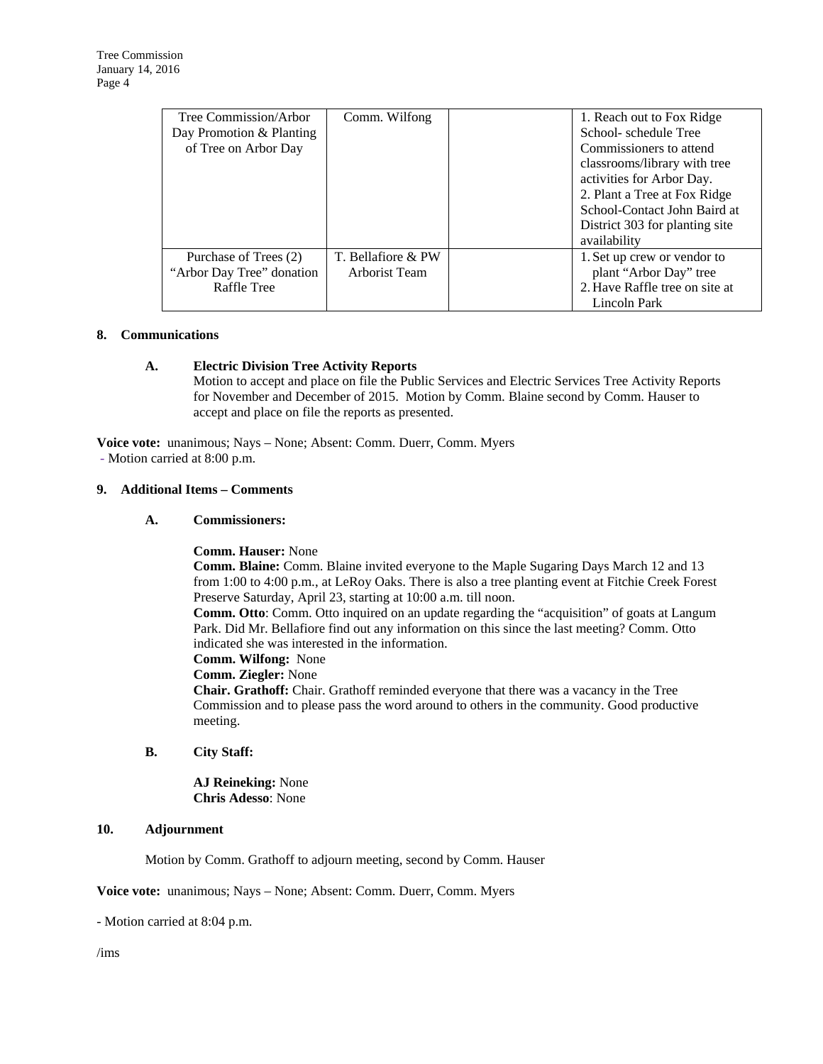| | | | |
|---|---|---|---|
| Tree Commission/Arbor Day Promotion & Planting of Tree on Arbor Day | Comm. Wilfong | | 1. Reach out to Fox Ridge School- schedule Tree Commissioners to attend classrooms/library with tree activities for Arbor Day.<br>2. Plant a Tree at Fox Ridge School-Contact John Baird at District 303 for planting site availability |
| Purchase of Trees (2) "Arbor Day Tree" donation Raffle Tree | T. Bellafiore & PW Arborist Team | | 1. Set up crew or vendor to plant "Arbor Day" tree<br>2. Have Raffle tree on site at Lincoln Park |

## 8. Communications

### A. Electric Division Tree Activity Reports

Motion to accept and place on file the Public Services and Electric Services Tree Activity Reports for November and December of 2015. Motion by Comm. Blaine second by Comm. Hauser to accept and place on file the reports as presented.

**Voice vote:** unanimous; Nays – None; Absent: Comm. Duerr, Comm. Myers
- Motion carried at 8:00 p.m.

## 9. Additional Items – Comments

### A. Commissioners:

**Comm. Hauser:** None
**Comm. Blaine:** Comm. Blaine invited everyone to the Maple Sugaring Days March 12 and 13 from 1:00 to 4:00 p.m., at LeRoy Oaks. There is also a tree planting event at Fitchie Creek Forest Preserve Saturday, April 23, starting at 10:00 a.m. till noon.
**Comm. Otto**: Comm. Otto inquired on an update regarding the "acquisition" of goats at Langum Park. Did Mr. Bellafiore find out any information on this since the last meeting? Comm. Otto indicated she was interested in the information.
**Comm. Wilfong:** None
**Comm. Ziegler:** None
**Chair. Grathoff:** Chair. Grathoff reminded everyone that there was a vacancy in the Tree Commission and to please pass the word around to others in the community. Good productive meeting.

### B. City Staff:

**AJ Reineking:** None
**Chris Adesso**: None

## 10. Adjournment

Motion by Comm. Grathoff to adjourn meeting, second by Comm. Hauser

**Voice vote:** unanimous; Nays – None; Absent: Comm. Duerr, Comm. Myers

- Motion carried at 8:04 p.m.

/ims